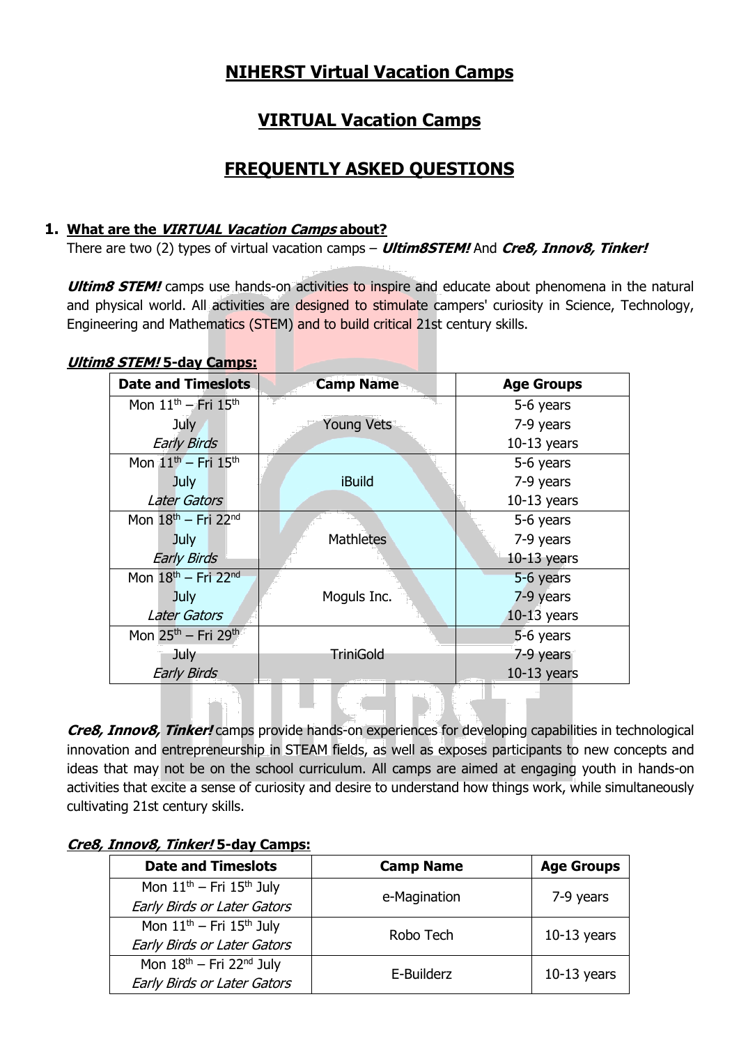# NIHERST Virtual Vacation Camps

## VIRTUAL Vacation Camps

## FREQUENTLY ASKED QUESTIONS

### 1. What are the *VIRTUAL Vacation Camps* about?

There are two (2) types of virtual vacation camps – ***Ultim8STEM!*** And ***Cre8, Innov8, Tinker!***

***Ultim8 STEM!*** camps use hands-on activities to inspire and educate about phenomena in the natural and physical world. All activities are designed to stimulate campers' curiosity in Science, Technology, Engineering and Mathematics (STEM) and to build critical 21st century skills.

***Ultim8 STEM!* 5-day Camps:**

| Date and Timeslots | Camp Name | Age Groups |
|---|---|---|
| Mon 11th – Fri 15th July *Early Birds* | Young Vets | 5-6 years<br>7-9 years<br>10-13 years |
| Mon 11th – Fri 15th July *Later Gators* | iBuild | 5-6 years<br>7-9 years<br>10-13 years |
| Mon 18th – Fri 22nd July *Early Birds* | Mathletes | 5-6 years<br>7-9 years<br>10-13 years |
| Mon 18th – Fri 22nd July *Later Gators* | Moguls Inc. | 5-6 years<br>7-9 years<br>10-13 years |
| Mon 25th – Fri 29th July *Early Birds* | TriniGold | 5-6 years<br>7-9 years<br>10-13 years |

***Cre8, Innov8, Tinker!*** camps provide hands-on experiences for developing capabilities in technological innovation and entrepreneurship in STEAM fields, as well as exposes participants to new concepts and ideas that may not be on the school curriculum. All camps are aimed at engaging youth in hands-on activities that excite a sense of curiosity and desire to understand how things work, while simultaneously cultivating 21st century skills.

***Cre8, Innov8, Tinker!* 5-day Camps:**

| Date and Timeslots | Camp Name | Age Groups |
|---|---|---|
| Mon 11th – Fri 15th July *Early Birds or Later Gators* | e-Magination | 7-9 years |
| Mon 11th – Fri 15th July *Early Birds or Later Gators* | Robo Tech | 10-13 years |
| Mon 18th – Fri 22nd July *Early Birds or Later Gators* | E-Builderz | 10-13 years |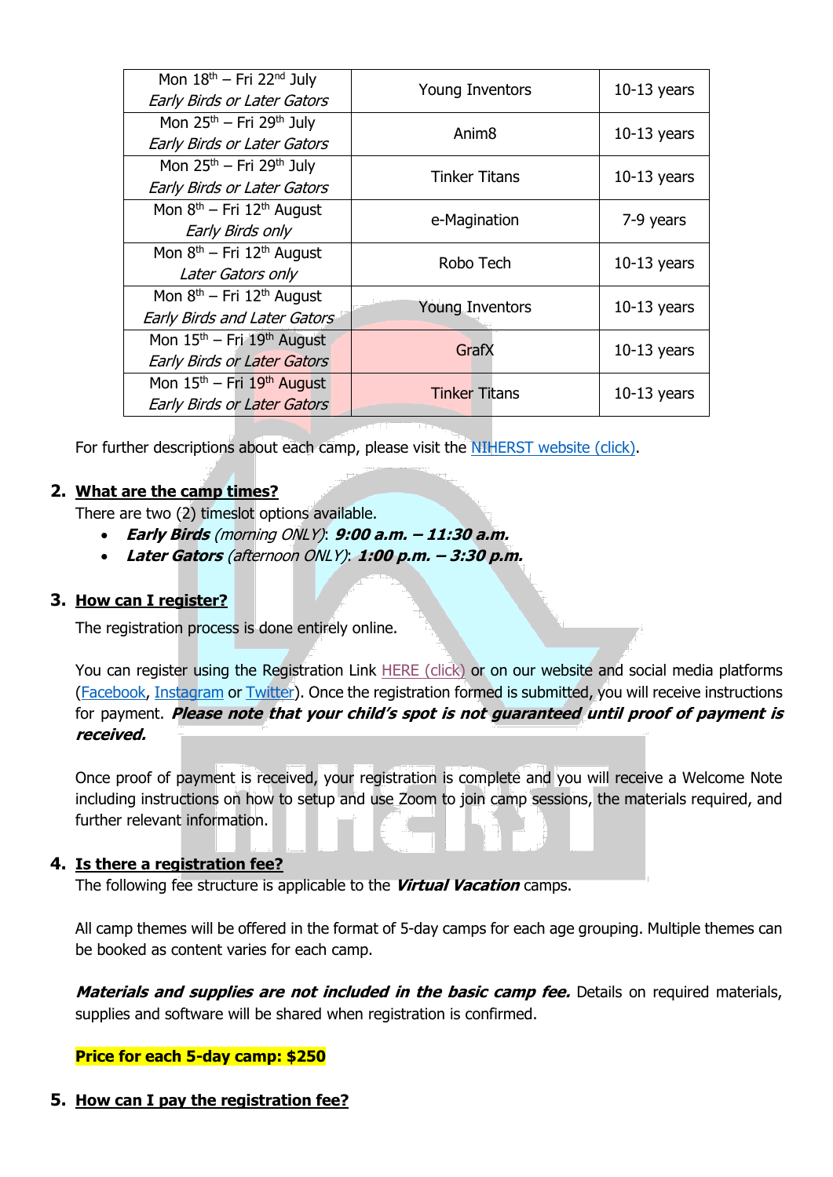| | | |
|---|---|---|
| Mon 18th – Fri 22nd July *Early Birds or Later Gators* | Young Inventors | 10-13 years |
| Mon 25th – Fri 29th July *Early Birds or Later Gators* | Anim8 | 10-13 years |
| Mon 25th – Fri 29th July *Early Birds or Later Gators* | Tinker Titans | 10-13 years |
| Mon 8th – Fri 12th August *Early Birds only* | e-Magination | 7-9 years |
| Mon 8th – Fri 12th August *Later Gators only* | Robo Tech | 10-13 years |
| Mon 8th – Fri 12th August *Early Birds and Later Gators* | Young Inventors | 10-13 years |
| Mon 15th – Fri 19th August *Early Birds or Later Gators* | GrafX | 10-13 years |
| Mon 15th – Fri 19th August *Early Birds or Later Gators* | Tinker Titans | 10-13 years |

For further descriptions about each camp, please visit the [NIHERST website (click)](#).

2. **What are the camp times?**

   There are two (2) timeslot options available.
   - ***Early Birds*** *(morning ONLY)*: ***9:00 a.m. – 11:30 a.m.***
   - ***Later Gators*** *(afternoon ONLY)*: ***1:00 p.m. – 3:30 p.m.***

3. **How can I register?**

   The registration process is done entirely online.

   You can register using the Registration Link [HERE (click)](#) or on our website and social media platforms ([Facebook](#), [Instagram](#) or [Twitter](#)). Once the registration formed is submitted, you will receive instructions for payment. ***Please note that your child's spot is not guaranteed until proof of payment is received.***

   Once proof of payment is received, your registration is complete and you will receive a Welcome Note including instructions on how to setup and use Zoom to join camp sessions, the materials required, and further relevant information.

4. **Is there a registration fee?**

   The following fee structure is applicable to the ***Virtual Vacation*** camps.

   All camp themes will be offered in the format of 5-day camps for each age grouping. Multiple themes can be booked as content varies for each camp.

   ***Materials and supplies are not included in the basic camp fee.*** Details on required materials, supplies and software will be shared when registration is confirmed.

   **Price for each 5-day camp: $250**

5. **How can I pay the registration fee?**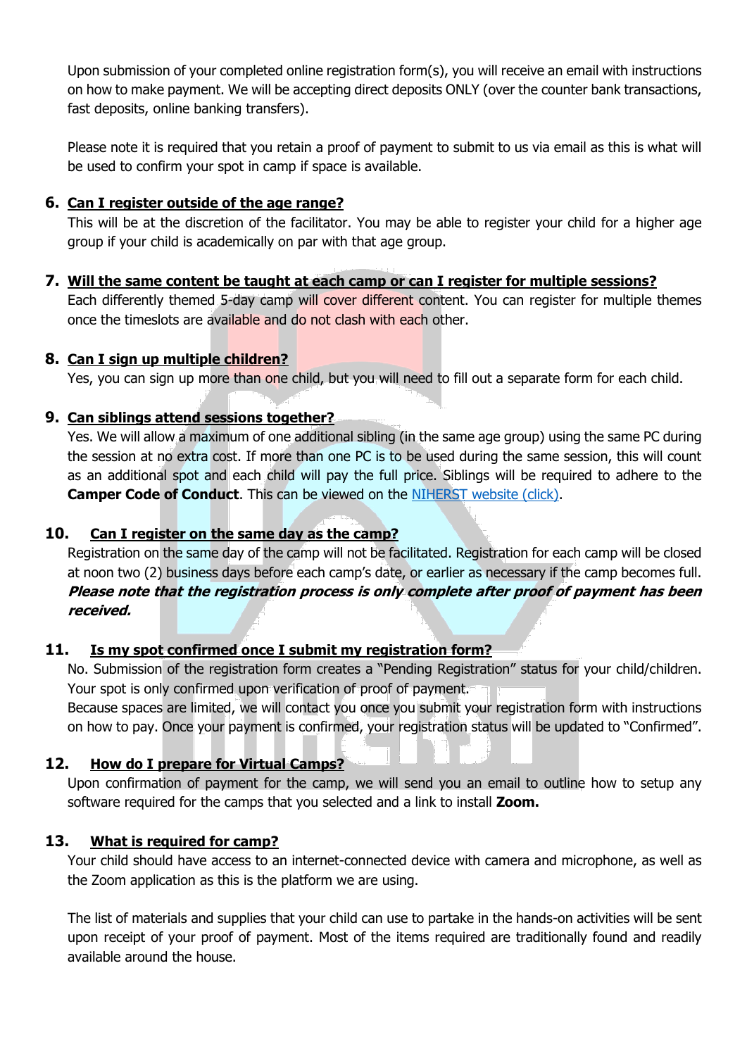Upon submission of your completed online registration form(s), you will receive an email with instructions on how to make payment. We will be accepting direct deposits ONLY (over the counter bank transactions, fast deposits, online banking transfers).

Please note it is required that you retain a proof of payment to submit to us via email as this is what will be used to confirm your spot in camp if space is available.

6. **Can I register outside of the age range?**
   This will be at the discretion of the facilitator. You may be able to register your child for a higher age group if your child is academically on par with that age group.

7. **Will the same content be taught at each camp or can I register for multiple sessions?**
   Each differently themed 5-day camp will cover different content. You can register for multiple themes once the timeslots are available and do not clash with each other.

8. **Can I sign up multiple children?**
   Yes, you can sign up more than one child, but you will need to fill out a separate form for each child.

9. **Can siblings attend sessions together?**
   Yes. We will allow a maximum of one additional sibling (in the same age group) using the same PC during the session at no extra cost. If more than one PC is to be used during the same session, this will count as an additional spot and each child will pay the full price. Siblings will be required to adhere to the **Camper Code of Conduct**. This can be viewed on the NIHERST website (click).

10. **Can I register on the same day as the camp?**
    Registration on the same day of the camp will not be facilitated. Registration for each camp will be closed at noon two (2) business days before each camp's date, or earlier as necessary if the camp becomes full. ***Please note that the registration process is only complete after proof of payment has been received.***

11. **Is my spot confirmed once I submit my registration form?**
    No. Submission of the registration form creates a "Pending Registration" status for your child/children. Your spot is only confirmed upon verification of proof of payment.
    Because spaces are limited, we will contact you once you submit your registration form with instructions on how to pay. Once your payment is confirmed, your registration status will be updated to "Confirmed".

12. **How do I prepare for Virtual Camps?**
    Upon confirmation of payment for the camp, we will send you an email to outline how to setup any software required for the camps that you selected and a link to install **Zoom.**

13. **What is required for camp?**
    Your child should have access to an internet-connected device with camera and microphone, as well as the Zoom application as this is the platform we are using.

    The list of materials and supplies that your child can use to partake in the hands-on activities will be sent upon receipt of your proof of payment. Most of the items required are traditionally found and readily available around the house.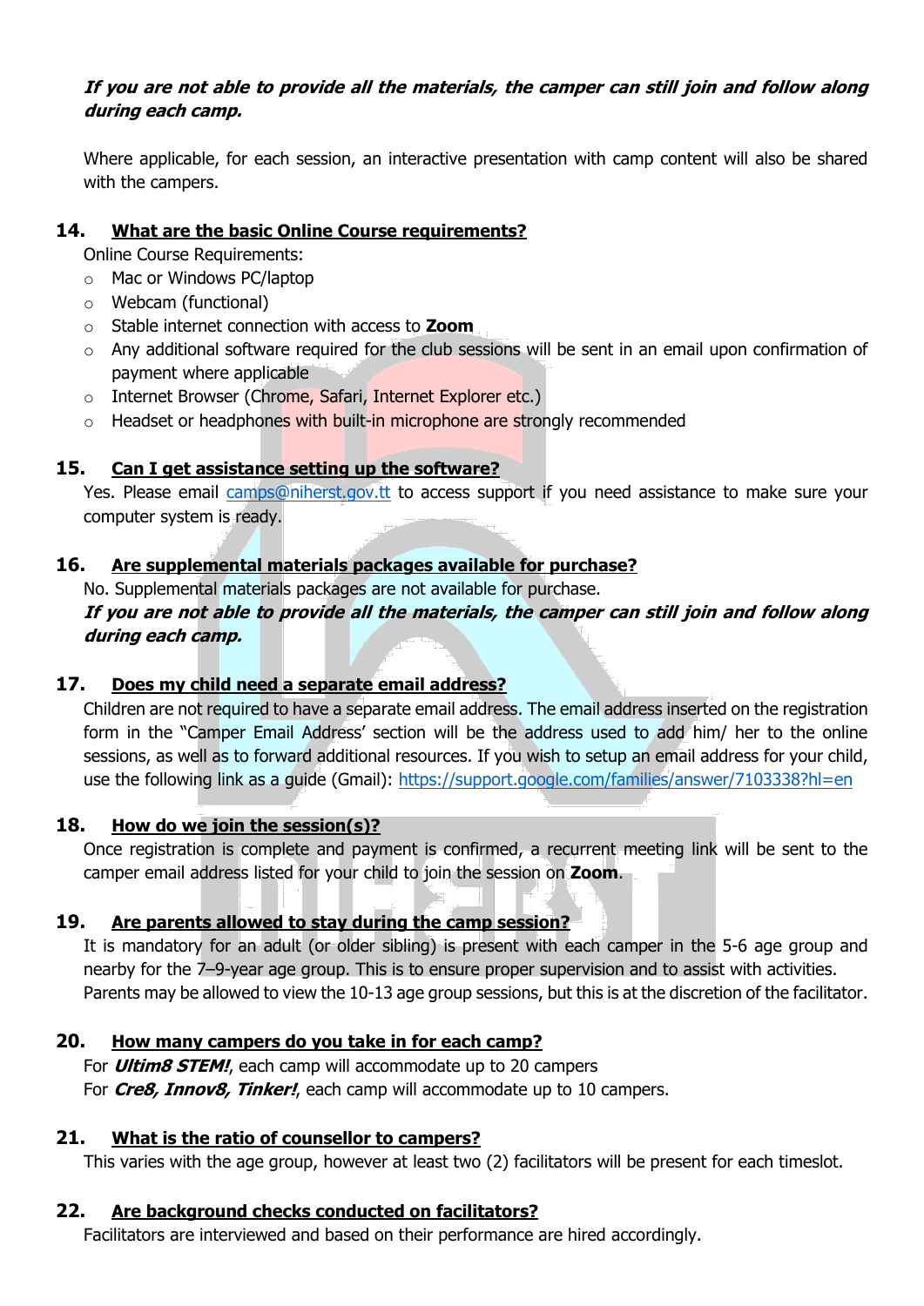***If you are not able to provide all the materials, the camper can still join and follow along during each camp.***

Where applicable, for each session, an interactive presentation with camp content will also be shared with the campers.

### 14. What are the basic Online Course requirements?

Online Course Requirements:

- Mac or Windows PC/laptop
- Webcam (functional)
- Stable internet connection with access to **Zoom**
- Any additional software required for the club sessions will be sent in an email upon confirmation of payment where applicable
- Internet Browser (Chrome, Safari, Internet Explorer etc.)
- Headset or headphones with built-in microphone are strongly recommended

### 15. Can I get assistance setting up the software?

Yes. Please email camps@niherst.gov.tt to access support if you need assistance to make sure your computer system is ready.

### 16. Are supplemental materials packages available for purchase?

No. Supplemental materials packages are not available for purchase.

***If you are not able to provide all the materials, the camper can still join and follow along during each camp.***

### 17. Does my child need a separate email address?

Children are not required to have a separate email address. The email address inserted on the registration form in the "Camper Email Address' section will be the address used to add him/ her to the online sessions, as well as to forward additional resources. If you wish to setup an email address for your child, use the following link as a guide (Gmail): https://support.google.com/families/answer/7103338?hl=en

### 18. How do we join the session(s)?

Once registration is complete and payment is confirmed, a recurrent meeting link will be sent to the camper email address listed for your child to join the session on **Zoom**.

### 19. Are parents allowed to stay during the camp session?

It is mandatory for an adult (or older sibling) is present with each camper in the 5-6 age group and nearby for the 7–9-year age group. This is to ensure proper supervision and to assist with activities. Parents may be allowed to view the 10-13 age group sessions, but this is at the discretion of the facilitator.

### 20. How many campers do you take in for each camp?

For ***Ultim8 STEM!***, each camp will accommodate up to 20 campers

For ***Cre8, Innov8, Tinker!***, each camp will accommodate up to 10 campers.

### 21. What is the ratio of counsellor to campers?

This varies with the age group, however at least two (2) facilitators will be present for each timeslot.

### 22. Are background checks conducted on facilitators?

Facilitators are interviewed and based on their performance are hired accordingly.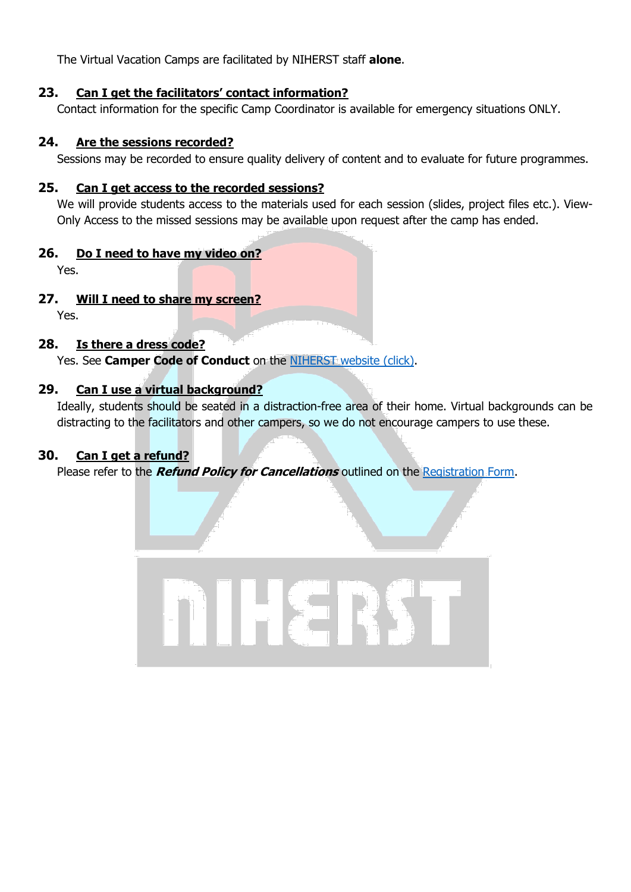The Virtual Vacation Camps are facilitated by NIHERST staff **alone**.

### 23. Can I get the facilitators' contact information?

Contact information for the specific Camp Coordinator is available for emergency situations ONLY.

### 24. Are the sessions recorded?

Sessions may be recorded to ensure quality delivery of content and to evaluate for future programmes.

### 25. Can I get access to the recorded sessions?

We will provide students access to the materials used for each session (slides, project files etc.). View-Only Access to the missed sessions may be available upon request after the camp has ended.

### 26. Do I need to have my video on?

Yes.

### 27. Will I need to share my screen?

Yes.

### 28. Is there a dress code?

Yes. See **Camper Code of Conduct** on the NIHERST website (click).

### 29. Can I use a virtual background?

Ideally, students should be seated in a distraction-free area of their home. Virtual backgrounds can be distracting to the facilitators and other campers, so we do not encourage campers to use these.

### 30. Can I get a refund?

Please refer to the ***Refund Policy for Cancellations*** outlined on the Registration Form.